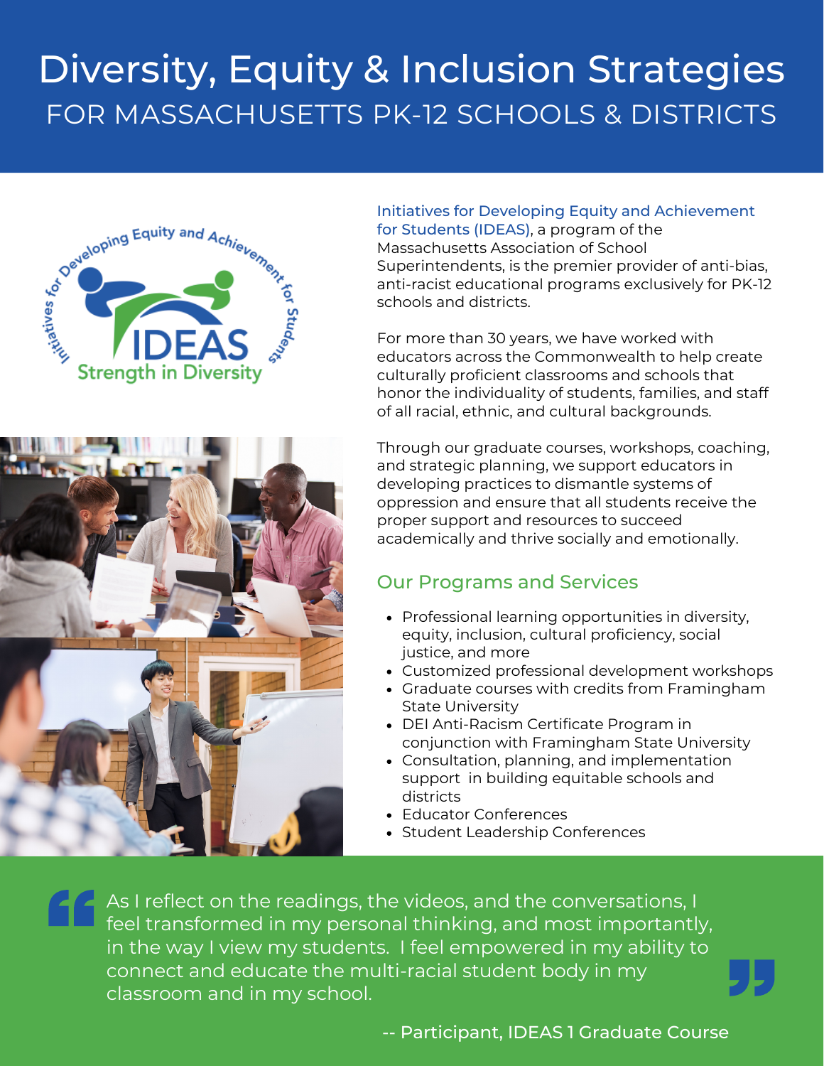# Diversity, Equity & Inclusion Strategies

## FOR MASSACHUSETTS PK-12 SCHOOLS & DISTRICTS

Initiatives for Developing Equity and Achievement for Students (IDEAS), a program of the Massachusetts Association of School Superintendents, is the premier provider of anti-bias, anti-racist educational programs exclusively for PK-12 schools and districts.

For more than 30 years, we have worked with educators across the Commonwealth to help create culturally proficient classrooms and schools that honor the individuality of students, families, and staff of all racial, ethnic, and cultural backgrounds.

Through our graduate courses, workshops, coaching, and strategic planning, we support educators in developing practices to dismantle systems of oppression and ensure that all students receive the proper support and resources to succeed academically and thrive socially and emotionally.

## Our Programs and Services

- Professional learning opportunities in diversity, equity, inclusion, cultural proficiency, social justice, and more
- Customized professional development workshops
- Graduate courses with credits from Framingham State University
- DEI Anti-Racism Certificate Program in conjunction with Framingham State University
- Consultation, planning, and implementation support in building equitable schools and districts
- Educator Conferences
- Student Leadership Conferences

> As I reflect on the readings, the videos, and the conversations, I feel transformed in my personal thinking, and most importantly, in the way I view my students. I feel empowered in my ability to connect and educate the multi-racial student body in my classroom and in my school.
>
> -- Participant, IDEAS 1 Graduate Course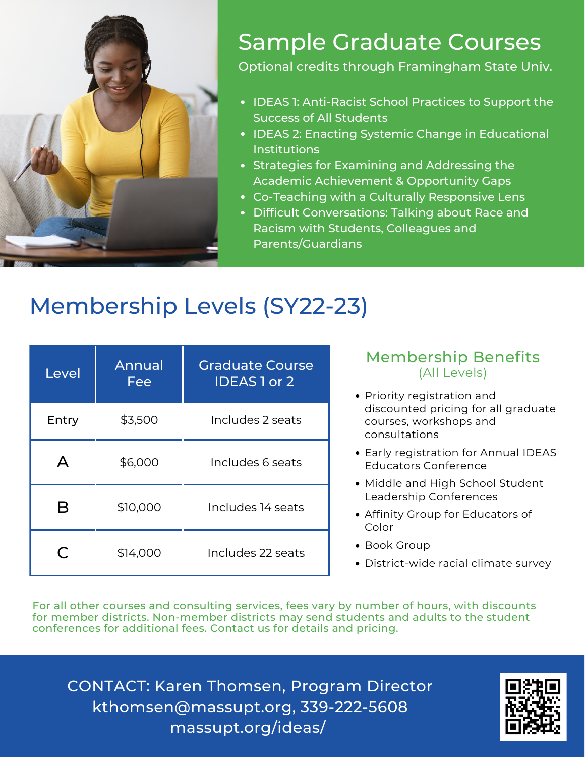## Sample Graduate Courses

Optional credits through Framingham State Univ.

- IDEAS 1: Anti-Racist School Practices to Support the Success of All Students
- IDEAS 2: Enacting Systemic Change in Educational Institutions
- Strategies for Examining and Addressing the Academic Achievement & Opportunity Gaps
- Co-Teaching with a Culturally Responsive Lens
- Difficult Conversations: Talking about Race and Racism with Students, Colleagues and Parents/Guardians

# Membership Levels (SY22-23)

| Level | Annual Fee | Graduate Course IDEAS 1 or 2 |
|---|---|---|
| Entry | $3,500 | Includes 2 seats |
| A | $6,000 | Includes 6 seats |
| B | $10,000 | Includes 14 seats |
| C | $14,000 | Includes 22 seats |

### Membership Benefits
(All Levels)

- Priority registration and discounted pricing for all graduate courses, workshops and consultations
- Early registration for Annual IDEAS Educators Conference
- Middle and High School Student Leadership Conferences
- Affinity Group for Educators of Color
- Book Group
- District-wide racial climate survey

For all other courses and consulting services, fees vary by number of hours, with discounts for member districts. Non-member districts may send students and adults to the student conferences for additional fees. Contact us for details and pricing.

CONTACT: Karen Thomsen, Program Director
kthomsen@massupt.org, 339-222-5608
massupt.org/ideas/